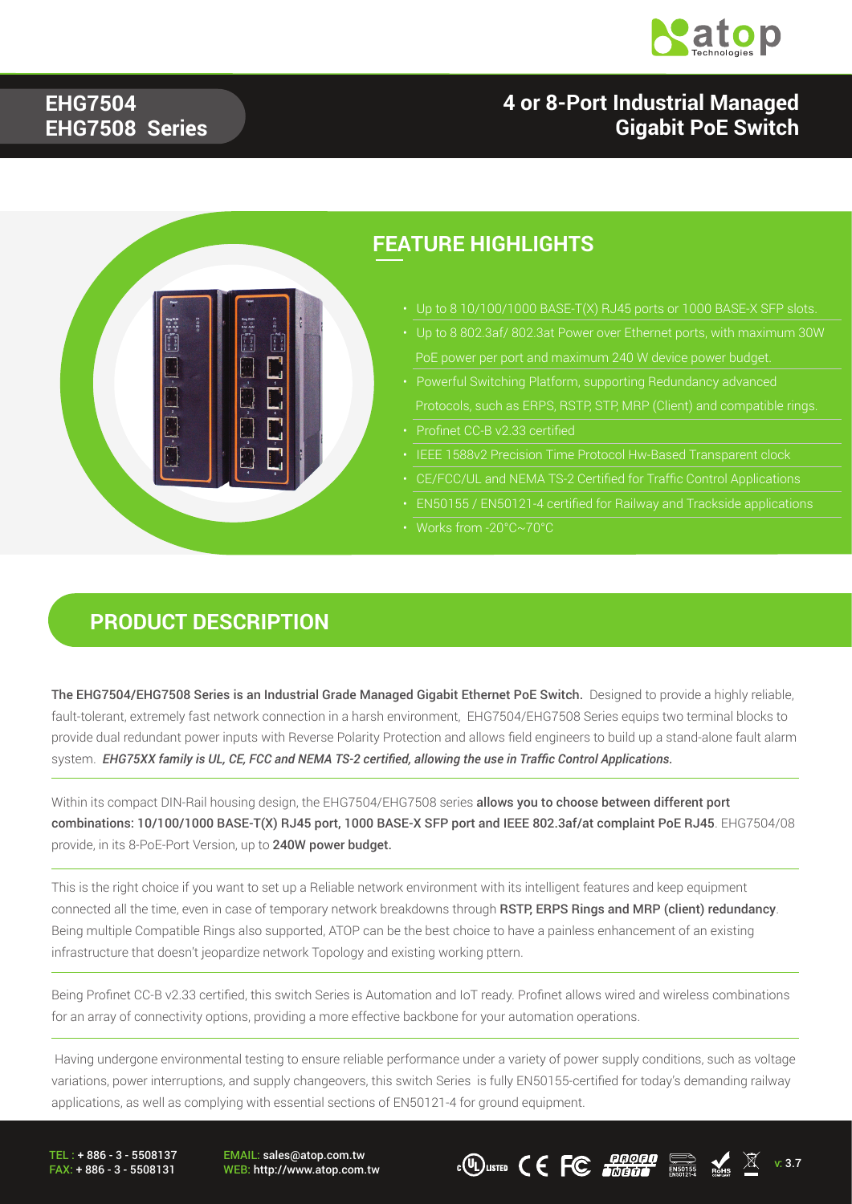# EHG7504 EHG7508 Series

## 4 or 8-Port Industrial Managed Gigabit PoE Switch

## FEATURE HIGHLIGHTS

- Up to 8 10/100/1000 BASE-T(X) RJ45 ports or 1000 BASE-X SFP slots.
- Up to 8 802.3af/ 802.3at Power over Ethernet ports, with maximum 30W PoE power per port and maximum 240 W device power budget.
- Powerful Switching Platform, supporting Redundancy advanced Protocols, such as ERPS, RSTP, STP, MRP (Client) and compatible rings.
- Profinet CC-B v2.33 certified
- IEEE 1588v2 Precision Time Protocol Hw-Based Transparent clock
- CE/FCC/UL and NEMA TS-2 Certified for Traffic Control Applications
- EN50155 / EN50121-4 certified for Railway and Trackside applications
- Works from -20°C~70°C

## PRODUCT DESCRIPTION

**The EHG7504/EHG7508 Series is an Industrial Grade Managed Gigabit Ethernet PoE Switch.** Designed to provide a highly reliable, fault-tolerant, extremely fast network connection in a harsh environment, EHG7504/EHG7508 Series equips two terminal blocks to provide dual redundant power inputs with Reverse Polarity Protection and allows field engineers to build up a stand-alone fault alarm system. ***EHG75XX family is UL, CE, FCC and NEMA TS-2 certified, allowing the use in Traffic Control Applications.***

Within its compact DIN-Rail housing design, the EHG7504/EHG7508 series **allows you to choose between different port combinations: 10/100/1000 BASE-T(X) RJ45 port, 1000 BASE-X SFP port and IEEE 802.3af/at complaint PoE RJ45**. EHG7504/08 provide, in its 8-PoE-Port Version, up to **240W power budget.**

This is the right choice if you want to set up a Reliable network environment with its intelligent features and keep equipment connected all the time, even in case of temporary network breakdowns through **RSTP, ERPS Rings and MRP (client) redundancy**. Being multiple Compatible Rings also supported, ATOP can be the best choice to have a painless enhancement of an existing infrastructure that doesn't jeopardize network Topology and existing working pttern.

Being Profinet CC-B v2.33 certified, this switch Series is Automation and IoT ready. Profinet allows wired and wireless combinations for an array of connectivity options, providing a more effective backbone for your automation operations.

Having undergone environmental testing to ensure reliable performance under a variety of power supply conditions, such as voltage variations, power interruptions, and supply changeovers, this switch Series is fully EN50155-certified for today's demanding railway applications, as well as complying with essential sections of EN50121-4 for ground equipment.

TEL : + 886 - 3 - 5508137
FAX: + 886 - 3 - 5508131

EMAIL: sales@atop.com.tw
WEB: http://www.atop.com.tw

v: 3.7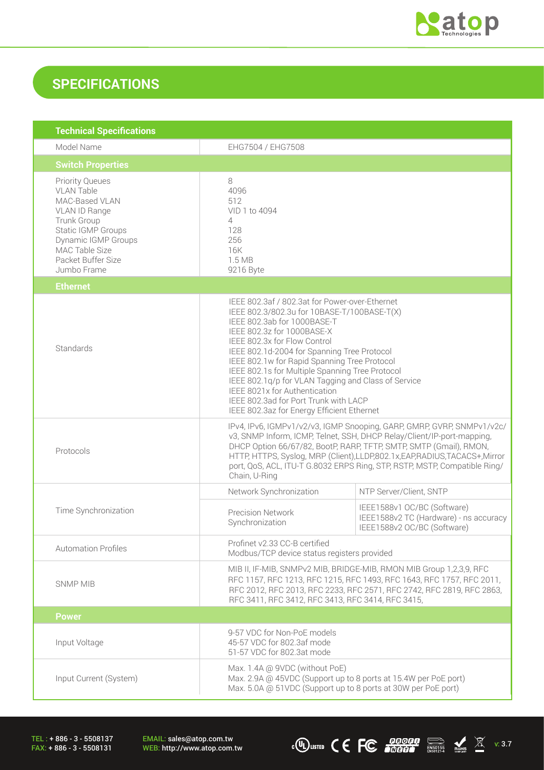## SPECIFICATIONS

| Technical Specifications | | |
|---|---|---|
| Model Name | EHG7504 / EHG7508 | |
| **Switch Properties** | | |
| Priority Queues<br>VLAN Table<br>MAC-Based VLAN<br>VLAN ID Range<br>Trunk Group<br>Static IGMP Groups<br>Dynamic IGMP Groups<br>MAC Table Size<br>Packet Buffer Size<br>Jumbo Frame | 8<br>4096<br>512<br>VID 1 to 4094<br>4<br>128<br>256<br>16K<br>1.5 MB<br>9216 Byte | |
| **Ethernet** | | |
| Standards | IEEE 802.3af / 802.3at for Power-over-Ethernet<br>IEEE 802.3/802.3u for 10BASE-T/100BASE-T(X)<br>IEEE 802.3ab for 1000BASE-T<br>IEEE 802.3z for 1000BASE-X<br>IEEE 802.3x for Flow Control<br>IEEE 802.1d-2004 for Spanning Tree Protocol<br>IEEE 802.1w for Rapid Spanning Tree Protocol<br>IEEE 802.1s for Multiple Spanning Tree Protocol<br>IEEE 802.1q/p for VLAN Tagging and Class of Service<br>IEEE 8021x for Authentication<br>IEEE 802.3ad for Port Trunk with LACP<br>IEEE 802.3az for Energy Efficient Ethernet | |
| Protocols | IPv4, IPv6, IGMPv1/v2/v3, IGMP Snooping, GARP, GMRP, GVRP, SNMPv1/v2c/v3, SNMP Inform, ICMP, Telnet, SSH, DHCP Relay/Client/IP-port-mapping, DHCP Option 66/67/82, BootP, RARP, TFTP, SMTP, SMTP (Gmail), RMON, HTTP, HTTPS, Syslog, MRP (Client),LLDP,802.1x,EAP,RADIUS,TACACS+,Mirror port, QoS, ACL, ITU-T G.8032 ERPS Ring, STP, RSTP, MSTP, Compatible Ring/Chain, U-Ring | |
| Time Synchronization | Network Synchronization | NTP Server/Client, SNTP |
| | Precision Network Synchronization | IEEE1588v1 OC/BC (Software)<br>IEEE1588v2 TC (Hardware) - ns accuracy<br>IEEE1588v2 OC/BC (Software) |
| Automation Profiles | Profinet v2.33 CC-B certified<br>Modbus/TCP device status registers provided | |
| SNMP MIB | MIB II, IF-MIB, SNMPv2 MIB, BRIDGE-MIB, RMON MIB Group 1,2,3,9, RFC RFC 1157, RFC 1213, RFC 1215, RFC 1493, RFC 1643, RFC 1757, RFC 2011, RFC 2012, RFC 2013, RFC 2233, RFC 2571, RFC 2742, RFC 2819, RFC 2863, RFC 3411, RFC 3412, RFC 3413, RFC 3414, RFC 3415, | |
| **Power** | | |
| Input Voltage | 9-57 VDC for Non-PoE models<br>45-57 VDC for 802.3af mode<br>51-57 VDC for 802.3at mode | |
| Input Current (System) | Max. 1.4A @ 9VDC (without PoE)<br>Max. 2.9A @ 45VDC (Support up to 8 ports at 15.4W per PoE port)<br>Max. 5.0A @ 51VDC (Support up to 8 ports at 30W per PoE port) | |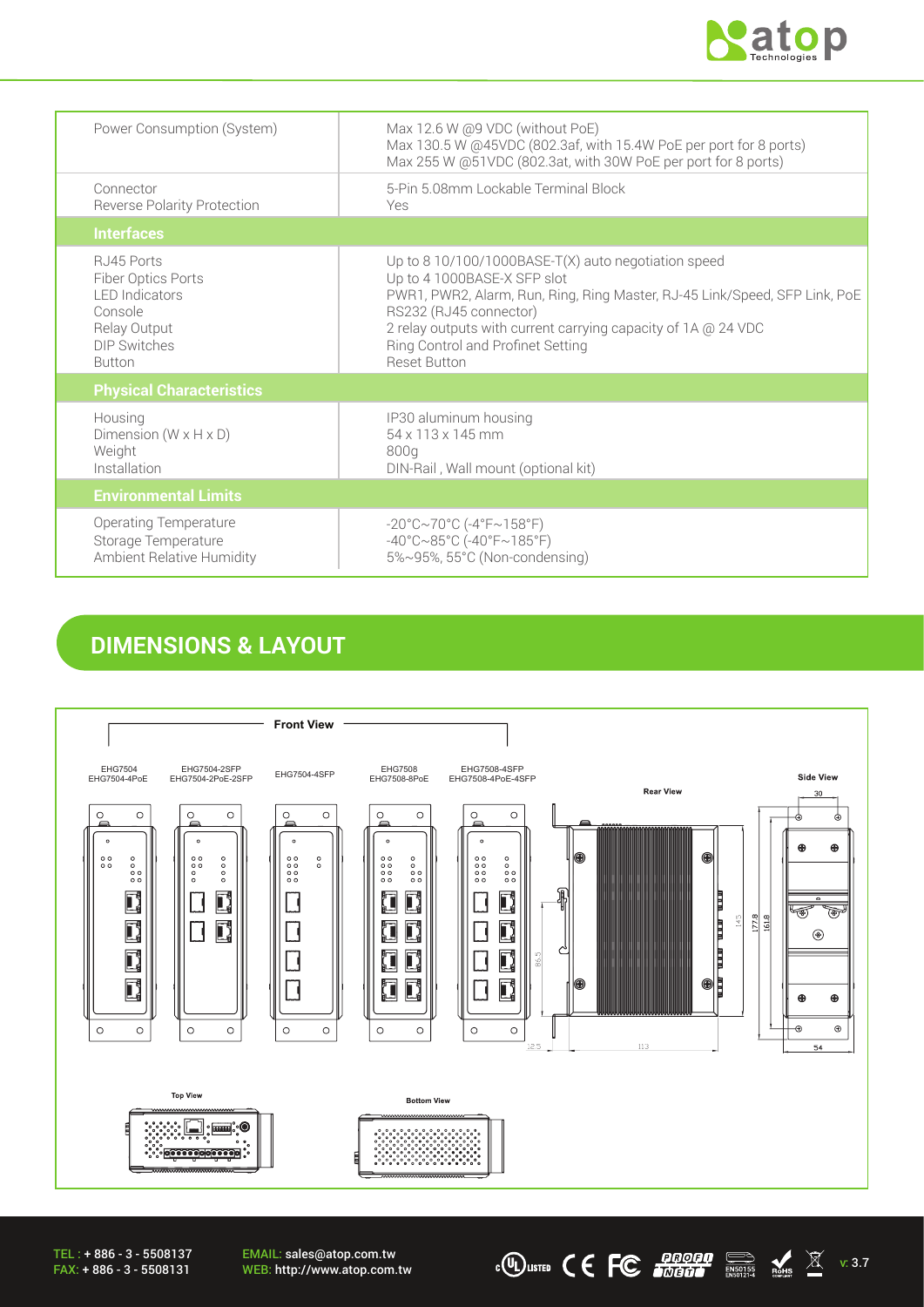| | |
|---|---|
| Power Consumption (System) | Max 12.6 W @9 VDC (without PoE)<br>Max 130.5 W @45VDC (802.3af, with 15.4W PoE per port for 8 ports)<br>Max 255 W @51VDC (802.3at, with 30W PoE per port for 8 ports) |
| Connector<br>Reverse Polarity Protection | 5-Pin 5.08mm Lockable Terminal Block<br>Yes |
| **Interfaces** | |
| RJ45 Ports<br>Fiber Optics Ports<br>LED Indicators<br>Console<br>Relay Output<br>DIP Switches<br>Button | Up to 8 10/100/1000BASE-T(X) auto negotiation speed<br>Up to 4 1000BASE-X SFP slot<br>PWR1, PWR2, Alarm, Run, Ring, Ring Master, RJ-45 Link/Speed, SFP Link, PoE<br>RS232 (RJ45 connector)<br>2 relay outputs with current carrying capacity of 1A @ 24 VDC<br>Ring Control and Profinet Setting<br>Reset Button |
| **Physical Characteristics** | |
| Housing<br>Dimension (W x H x D)<br>Weight<br>Installation | IP30 aluminum housing<br>54 x 113 x 145 mm<br>800g<br>DIN-Rail , Wall mount (optional kit) |
| **Environmental Limits** | |
| Operating Temperature<br>Storage Temperature<br>Ambient Relative Humidity | -20°C~70°C (-4°F~158°F)<br>-40°C~85°C (-40°F~185°F)<br>5%~95%, 55°C (Non-condensing) |

## DIMENSIONS & LAYOUT

Front View

EHG7504 / EHG7504-4PoE — EHG7504-2SFP / EHG7504-2PoE-2SFP — EHG7504-4SFP — EHG7508 / EHG7508-8PoE — EHG7508-4SFP / EHG7508-4PoE-4SFP

Rear View — Side View

Top View — Bottom View

TEL : + 886 - 3 - 5508137
FAX: + 886 - 3 - 5508131

EMAIL: sales@atop.com.tw
WEB: http://www.atop.com.tw

v: 3.7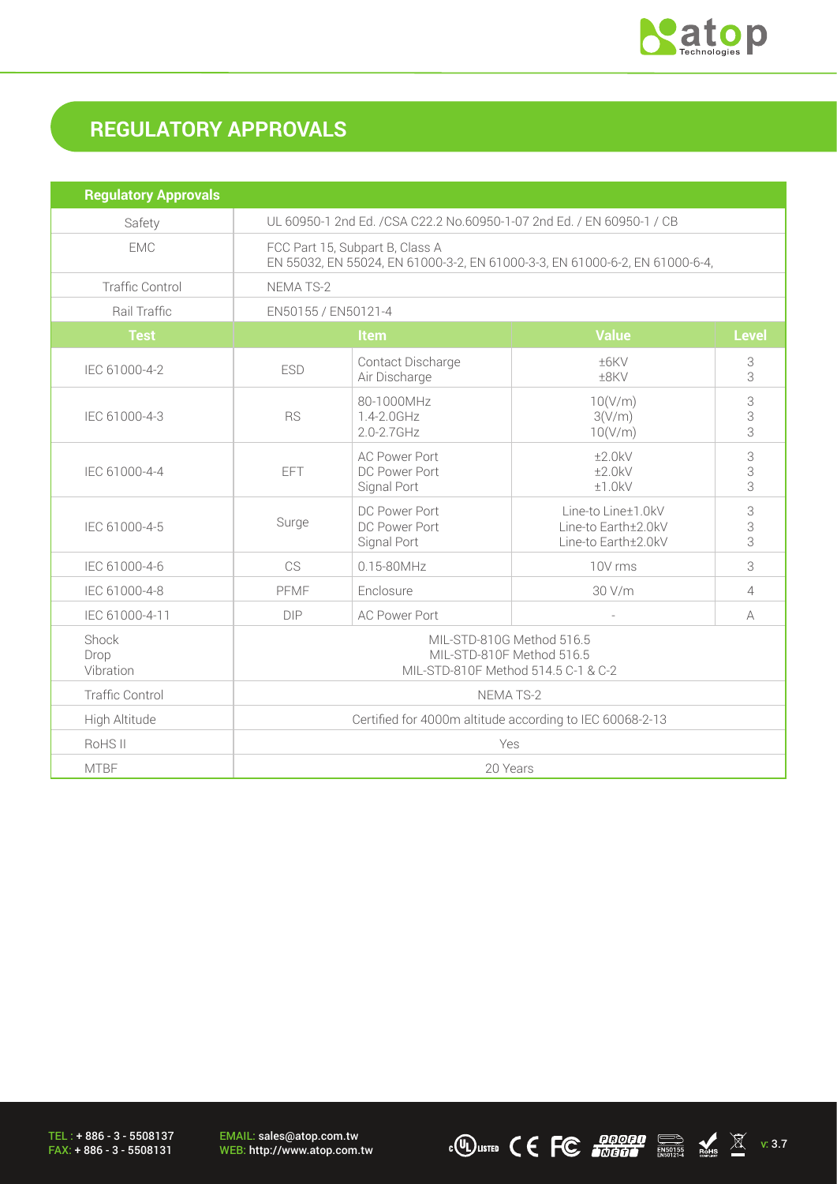## REGULATORY APPROVALS

| Regulatory Approvals | | | | |
|---|---|---|---|---|
| Safety | UL 60950-1 2nd Ed. /CSA C22.2 No.60950-1-07 2nd Ed. / EN 60950-1 / CB | | | |
| EMC | FCC Part 15, Subpart B, Class A<br>EN 55032, EN 55024, EN 61000-3-2, EN 61000-3-3, EN 61000-6-2, EN 61000-6-4, | | | |
| Traffic Control | NEMA TS-2 | | | |
| Rail Traffic | EN50155 / EN50121-4 | | | |
| **Test** | **Item** | | **Value** | **Level** |
| IEC 61000-4-2 | ESD | Contact Discharge<br>Air Discharge | ±6KV<br>±8KV | 3<br>3 |
| IEC 61000-4-3 | RS | 80-1000MHz<br>1.4-2.0GHz<br>2.0-2.7GHz | 10(V/m)<br>3(V/m)<br>10(V/m) | 3<br>3<br>3 |
| IEC 61000-4-4 | EFT | AC Power Port<br>DC Power Port<br>Signal Port | ±2.0kV<br>±2.0kV<br>±1.0kV | 3<br>3<br>3 |
| IEC 61000-4-5 | Surge | DC Power Port<br>DC Power Port<br>Signal Port | Line-to Line±1.0kV<br>Line-to Earth±2.0kV<br>Line-to Earth±2.0kV | 3<br>3<br>3 |
| IEC 61000-4-6 | CS | 0.15-80MHz | 10V rms | 3 |
| IEC 61000-4-8 | PFMF | Enclosure | 30 V/m | 4 |
| IEC 61000-4-11 | DIP | AC Power Port | - | A |
| Shock<br>Drop<br>Vibration | MIL-STD-810G Method 516.5<br>MIL-STD-810F Method 516.5<br>MIL-STD-810F Method 514.5 C-1 & C-2 | | | |
| Traffic Control | NEMA TS-2 | | | |
| High Altitude | Certified for 4000m altitude according to IEC 60068-2-13 | | | |
| RoHS II | Yes | | | |
| MTBF | 20 Years | | | |

TEL : + 886 - 3 - 5508137
FAX: + 886 - 3 - 5508131

EMAIL: sales@atop.com.tw
WEB: http://www.atop.com.tw

v: 3.7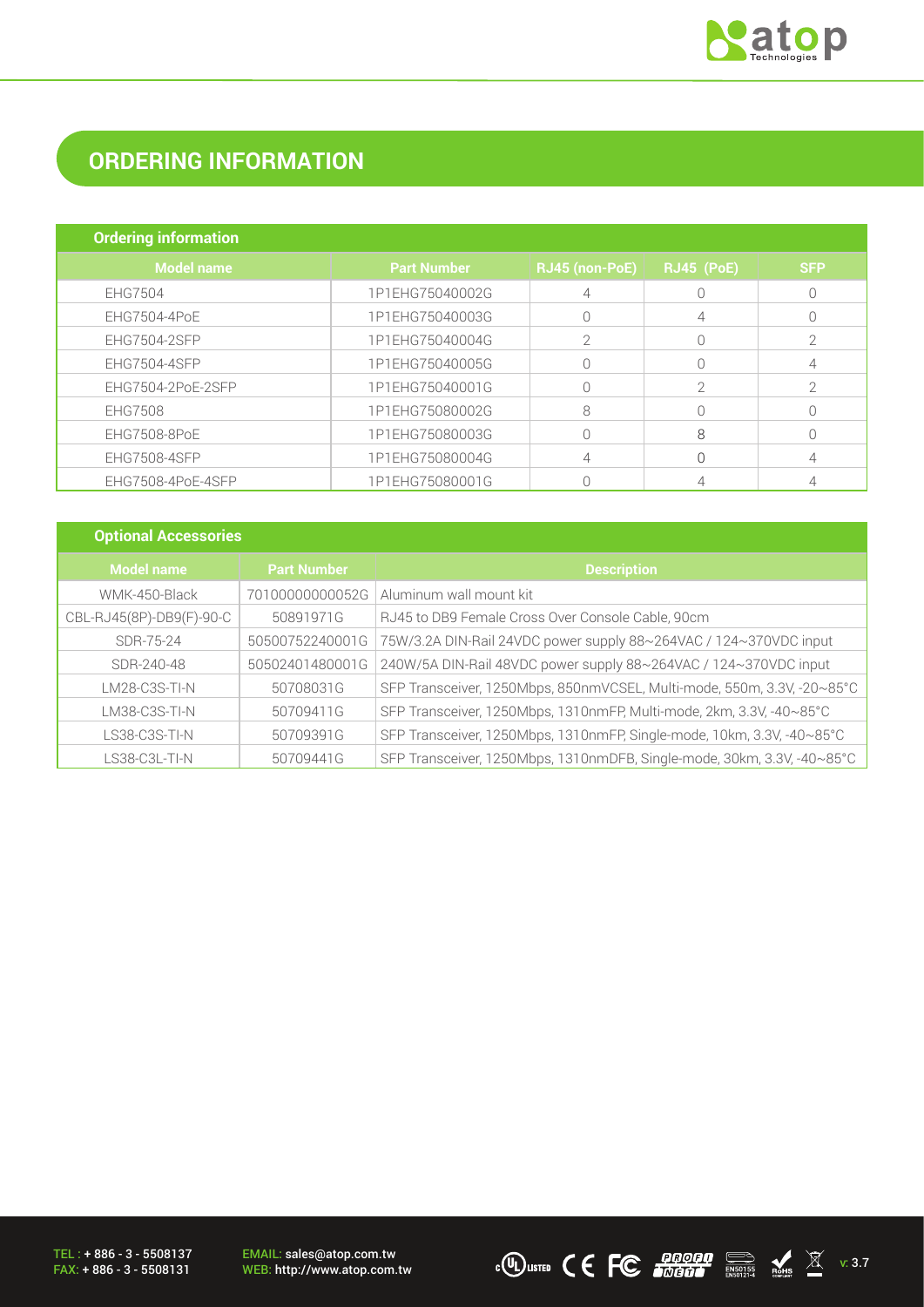## ORDERING INFORMATION

| Ordering information | | | | |
|---|---|---|---|---|
| **Model name** | **Part Number** | **RJ45 (non-PoE)** | **RJ45 (PoE)** | **SFP** |
| EHG7504 | 1P1EHG75040002G | 4 | 0 | 0 |
| EHG7504-4PoE | 1P1EHG75040003G | 0 | 4 | 0 |
| EHG7504-2SFP | 1P1EHG75040004G | 2 | 0 | 2 |
| EHG7504-4SFP | 1P1EHG75040005G | 0 | 0 | 4 |
| EHG7504-2PoE-2SFP | 1P1EHG75040001G | 0 | 2 | 2 |
| EHG7508 | 1P1EHG75080002G | 8 | 0 | 0 |
| EHG7508-8PoE | 1P1EHG75080003G | 0 | 8 | 0 |
| EHG7508-4SFP | 1P1EHG75080004G | 4 | 0 | 4 |
| EHG7508-4PoE-4SFP | 1P1EHG75080001G | 0 | 4 | 4 |

| Optional Accessories | | |
|---|---|---|
| **Model name** | **Part Number** | **Description** |
| WMK-450-Black | 70100000000052G | Aluminum wall mount kit |
| CBL-RJ45(8P)-DB9(F)-90-C | 50891971G | RJ45 to DB9 Female Cross Over Console Cable, 90cm |
| SDR-75-24 | 50500752240001G | 75W/3.2A DIN-Rail 24VDC power supply 88~264VAC / 124~370VDC input |
| SDR-240-48 | 50502401480001G | 240W/5A DIN-Rail 48VDC power supply 88~264VAC / 124~370VDC input |
| LM28-C3S-TI-N | 50708031G | SFP Transceiver, 1250Mbps, 850nmVCSEL, Multi-mode, 550m, 3.3V, -20~85°C |
| LM38-C3S-TI-N | 50709411G | SFP Transceiver, 1250Mbps, 1310nmFP, Multi-mode, 2km, 3.3V, -40~85°C |
| LS38-C3S-TI-N | 50709391G | SFP Transceiver, 1250Mbps, 1310nmFP, Single-mode, 10km, 3.3V, -40~85°C |
| LS38-C3L-TI-N | 50709441G | SFP Transceiver, 1250Mbps, 1310nmDFB, Single-mode, 30km, 3.3V, -40~85°C |

TEL : + 886 - 3 - 5508137
FAX: + 886 - 3 - 5508131

EMAIL: sales@atop.com.tw
WEB: http://www.atop.com.tw

v: 3.7